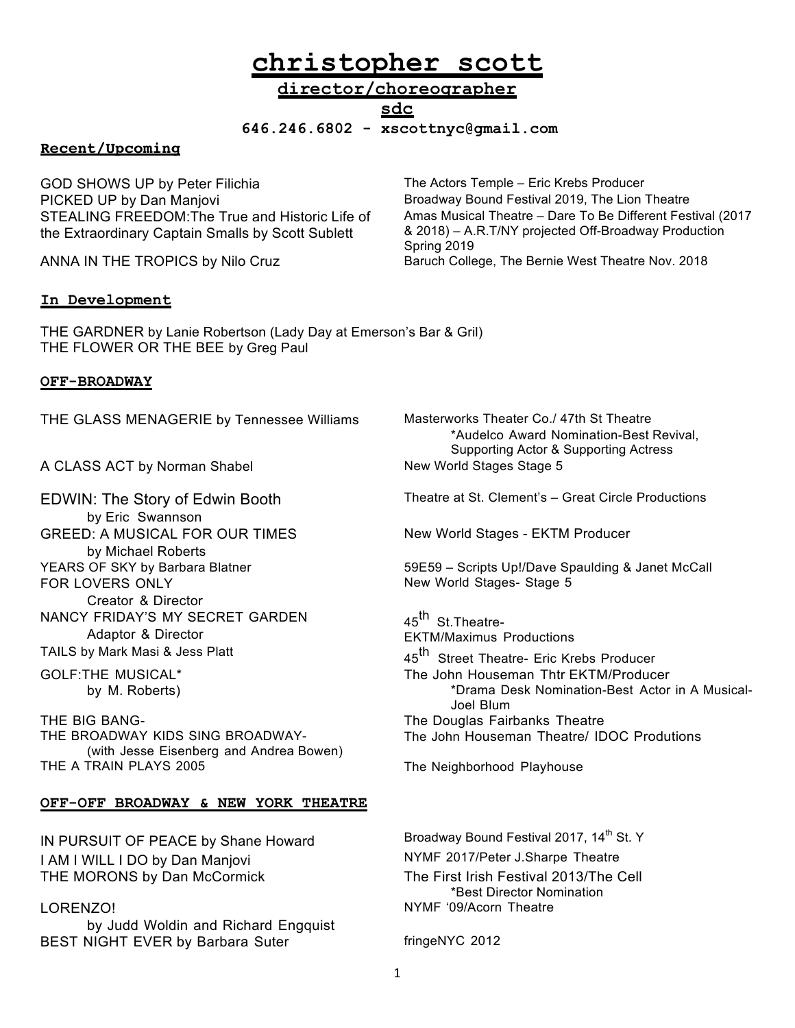# christopher scott

## director/choreographer

## sdc

**646.246.6802 - xscottnyc@gmail.com**

### Recent/Upcoming

GOD SHOWS UP by Peter Filichia — The Actors Temple – Eric Krebs Producer

PICKED UP by Dan Manjovi — Broadway Bound Festival 2019, The Lion Theatre

STEALING FREEDOM:The True and Historic Life of the Extraordinary Captain Smalls by Scott Sublett — Amas Musical Theatre – Dare To Be Different Festival (2017 & 2018) – A.R.T/NY projected Off-Broadway Production Spring 2019

ANNA IN THE TROPICS by Nilo Cruz — Baruch College, The Bernie West Theatre Nov. 2018

### In Development

THE GARDNER by Lanie Robertson (Lady Day at Emerson's Bar & Gril)

THE FLOWER OR THE BEE by Greg Paul

### OFF-BROADWAY

THE GLASS MENAGERIE by Tennessee Williams — Masterworks Theater Co./ 47th St Theatre
*Audelco Award Nomination-Best Revival, Supporting Actor & Supporting Actress

A CLASS ACT by Norman Shabel — New World Stages Stage 5

EDWIN: The Story of Edwin Booth by Eric Swannson — Theatre at St. Clement's – Great Circle Productions

GREED: A MUSICAL FOR OUR TIMES by Michael Roberts — New World Stages - EKTM Producer

YEARS OF SKY by Barbara Blatner — 59E59 – Scripts Up!/Dave Spaulding & Janet McCall

FOR LOVERS ONLY Creator & Director — New World Stages- Stage 5

NANCY FRIDAY'S MY SECRET GARDEN Adaptor & Director — 45th St.Theatre- EKTM/Maximus Productions

TAILS by Mark Masi & Jess Platt — 45th Street Theatre- Eric Krebs Producer

GOLF:THE MUSICAL* by M. Roberts) — The John Houseman Thtr EKTM/Producer
*Drama Desk Nomination-Best Actor in A Musical- Joel Blum

THE BIG BANG- — The Douglas Fairbanks Theatre

THE BROADWAY KIDS SING BROADWAY- (with Jesse Eisenberg and Andrea Bowen) — The John Houseman Theatre/ IDOC Produtions

THE A TRAIN PLAYS 2005 — The Neighborhood Playhouse

### OFF-OFF BROADWAY & NEW YORK THEATRE

IN PURSUIT OF PEACE by Shane Howard — Broadway Bound Festival 2017, 14th St. Y

I AM I WILL I DO by Dan Manjovi — NYMF 2017/Peter J.Sharpe Theatre

THE MORONS by Dan McCormick — The First Irish Festival 2013/The Cell
*Best Director Nomination

LORENZO! by Judd Woldin and Richard Engquist — NYMF '09/Acorn Theatre

BEST NIGHT EVER by Barbara Suter — fringeNYC 2012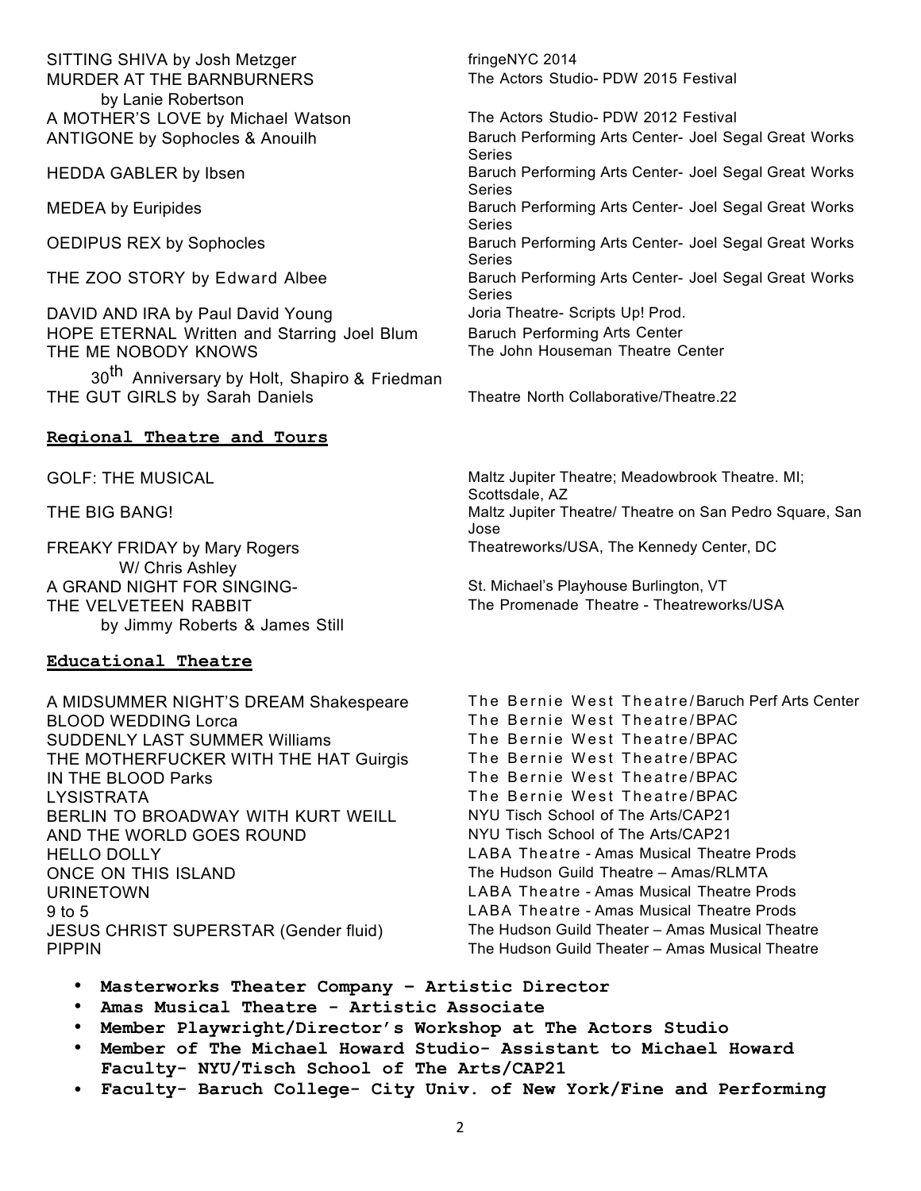| | |
|---|---|
| SITTING SHIVA by Josh Metzger | fringeNYC 2014 |
| MURDER AT THE BARNBURNERS by Lanie Robertson | The Actors Studio- PDW 2015 Festival |
| A MOTHER'S LOVE by Michael Watson | The Actors Studio- PDW 2012 Festival |
| ANTIGONE by Sophocles & Anouilh | Baruch Performing Arts Center- Joel Segal Great Works Series |
| HEDDA GABLER by Ibsen | Baruch Performing Arts Center- Joel Segal Great Works Series |
| MEDEA by Euripides | Baruch Performing Arts Center- Joel Segal Great Works Series |
| OEDIPUS REX by Sophocles | Baruch Performing Arts Center- Joel Segal Great Works Series |
| THE ZOO STORY by Edward Albee | Baruch Performing Arts Center- Joel Segal Great Works Series |
| DAVID AND IRA by Paul David Young | Joria Theatre- Scripts Up! Prod. |
| HOPE ETERNAL Written and Starring Joel Blum | Baruch Performing Arts Center |
| THE ME NOBODY KNOWS 30th Anniversary by Holt, Shapiro & Friedman | The John Houseman Theatre Center |
| THE GUT GIRLS by Sarah Daniels | Theatre North Collaborative/Theatre.22 |

## Regional Theatre and Tours

| | |
|---|---|
| GOLF: THE MUSICAL | Maltz Jupiter Theatre; Meadowbrook Theatre. MI; Scottsdale, AZ |
| THE BIG BANG! | Maltz Jupiter Theatre/ Theatre on San Pedro Square, San Jose |
| FREAKY FRIDAY by Mary Rogers W/ Chris Ashley | Theatreworks/USA, The Kennedy Center, DC |
| A GRAND NIGHT FOR SINGING- | St. Michael's Playhouse Burlington, VT |
| THE VELVETEEN RABBIT by Jimmy Roberts & James Still | The Promenade Theatre - Theatreworks/USA |

## Educational Theatre

| | |
|---|---|
| A MIDSUMMER NIGHT'S DREAM Shakespeare | The Bernie West Theatre/Baruch Perf Arts Center |
| BLOOD WEDDING Lorca | The Bernie West Theatre/BPAC |
| SUDDENLY LAST SUMMER Williams | The Bernie West Theatre/BPAC |
| THE MOTHERFUCKER WITH THE HAT Guirgis | The Bernie West Theatre/BPAC |
| IN THE BLOOD Parks | The Bernie West Theatre/BPAC |
| LYSISTRATA | The Bernie West Theatre/BPAC |
| BERLIN TO BROADWAY WITH KURT WEILL | NYU Tisch School of The Arts/CAP21 |
| AND THE WORLD GOES ROUND | NYU Tisch School of The Arts/CAP21 |
| HELLO DOLLY | LABA Theatre - Amas Musical Theatre Prods |
| ONCE ON THIS ISLAND | The Hudson Guild Theatre – Amas/RLMTA |
| URINETOWN | LABA Theatre - Amas Musical Theatre Prods |
| 9 to 5 | LABA Theatre - Amas Musical Theatre Prods |
| JESUS CHRIST SUPERSTAR (Gender fluid) | The Hudson Guild Theater – Amas Musical Theatre |
| PIPPIN | The Hudson Guild Theater – Amas Musical Theatre |

- **Masterworks Theater Company – Artistic Director**
- **Amas Musical Theatre - Artistic Associate**
- **Member Playwright/Director's Workshop at The Actors Studio**
- **Member of The Michael Howard Studio- Assistant to Michael Howard Faculty- NYU/Tisch School of The Arts/CAP21**
- **Faculty- Baruch College- City Univ. of New York/Fine and Performing**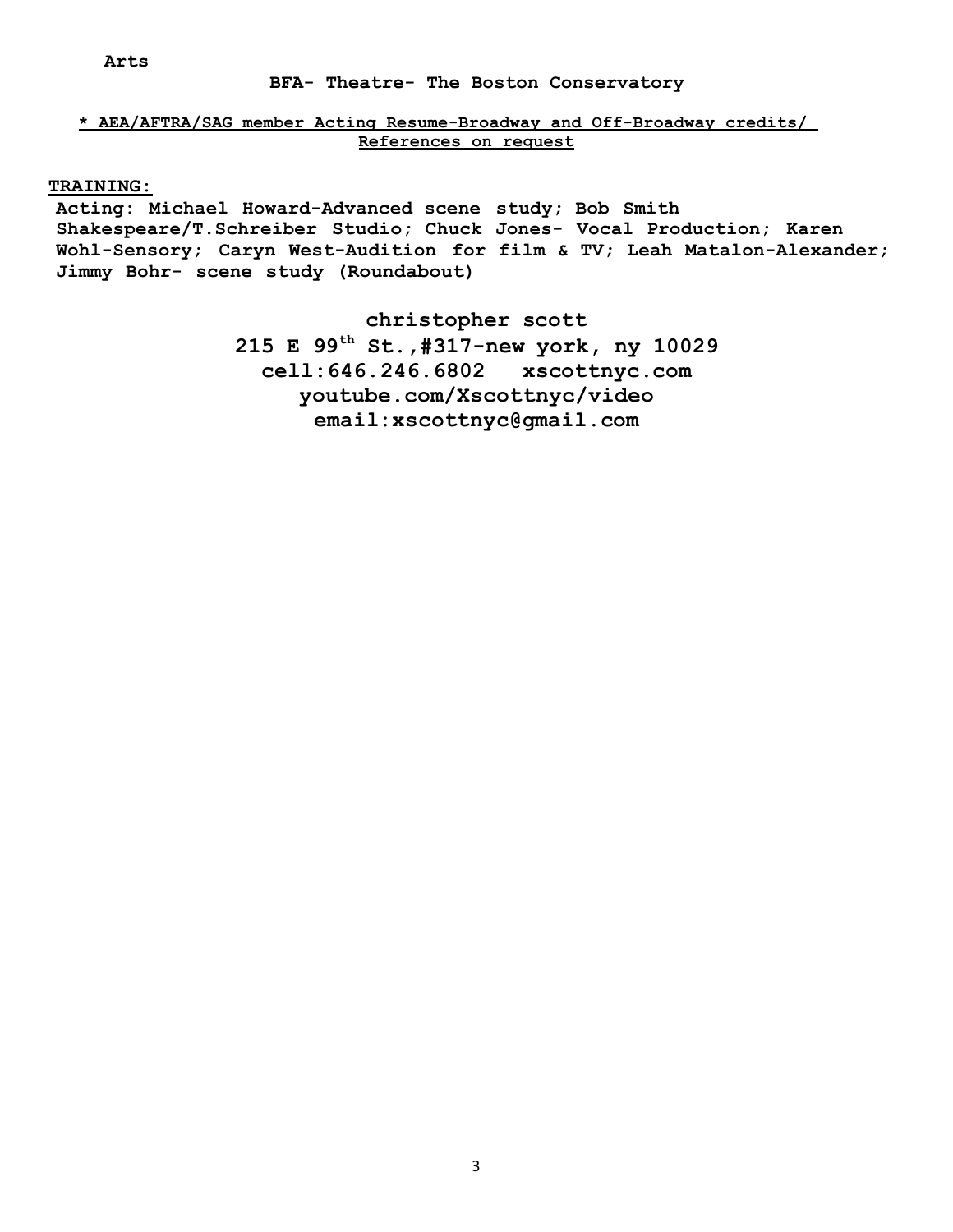**Arts**

**BFA- Theatre- The Boston Conservatory**

**\* AEA/AFTRA/SAG member Acting Resume-Broadway and Off-Broadway credits/ References on request**

**TRAINING:**

**Acting: Michael Howard-Advanced scene study; Bob Smith Shakespeare/T.Schreiber Studio; Chuck Jones- Vocal Production; Karen Wohl-Sensory; Caryn West-Audition for film & TV; Leah Matalon-Alexander; Jimmy Bohr- scene study (Roundabout)**

**christopher scott**
**215 E 99th St.,#317-new york, ny 10029**
**cell:646.246.6802 xscottnyc.com**
**youtube.com/Xscottnyc/video**
**email:xscottnyc@gmail.com**